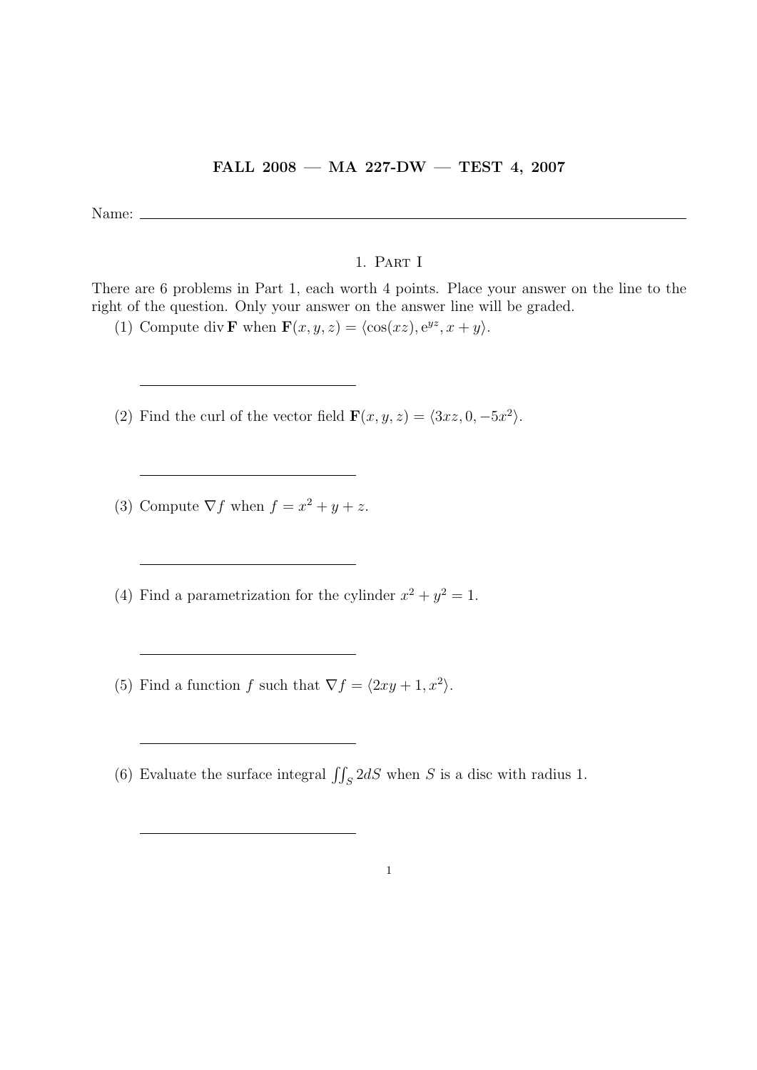**FALL 2008 — MA 227-DW — TEST 4, 2007**

Name: \_\_\_\_\_\_\_\_\_\_\_\_\_\_\_\_\_\_\_\_\_\_\_\_\_\_\_\_\_\_\_\_\_\_\_\_\_\_\_\_

## 1. Part I

There are 6 problems in Part 1, each worth 4 points. Place your answer on the line to the right of the question. Only your answer on the answer line will be graded.

(1) Compute $\operatorname{div} \mathbf{F}$ when $\mathbf{F}(x, y, z) = \langle \cos(xz), e^{yz}, x + y \rangle$.

\_\_\_\_\_\_\_\_\_\_\_\_\_\_\_\_\_\_\_\_\_\_\_\_

(2) Find the curl of the vector field $\mathbf{F}(x, y, z) = \langle 3xz, 0, -5x^2 \rangle$.

\_\_\_\_\_\_\_\_\_\_\_\_\_\_\_\_\_\_\_\_\_\_\_\_

(3) Compute $\nabla f$ when $f = x^2 + y + z$.

\_\_\_\_\_\_\_\_\_\_\_\_\_\_\_\_\_\_\_\_\_\_\_\_

(4) Find a parametrization for the cylinder $x^2 + y^2 = 1$.

\_\_\_\_\_\_\_\_\_\_\_\_\_\_\_\_\_\_\_\_\_\_\_\_

(5) Find a function $f$ such that $\nabla f = \langle 2xy + 1, x^2 \rangle$.

\_\_\_\_\_\_\_\_\_\_\_\_\_\_\_\_\_\_\_\_\_\_\_\_

(6) Evaluate the surface integral $\iint_S 2dS$ when $S$ is a disc with radius 1.

\_\_\_\_\_\_\_\_\_\_\_\_\_\_\_\_\_\_\_\_\_\_\_\_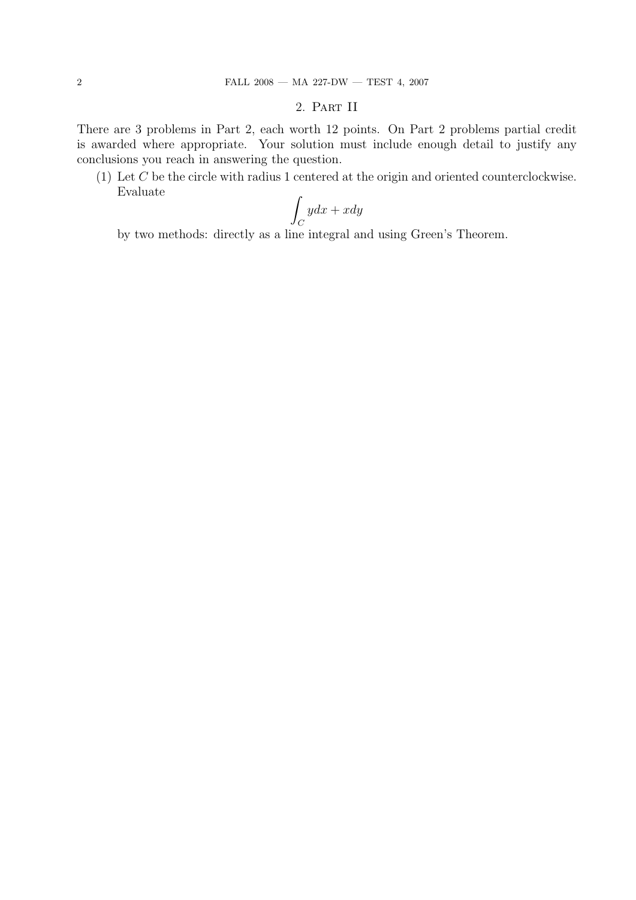## 2. Part II

There are 3 problems in Part 2, each worth 12 points. On Part 2 problems partial credit is awarded where appropriate. Your solution must include enough detail to justify any conclusions you reach in answering the question.

(1) Let $C$ be the circle with radius 1 centered at the origin and oriented counterclockwise. Evaluate

$$\int_C y dx + x dy$$

by two methods: directly as a line integral and using Green's Theorem.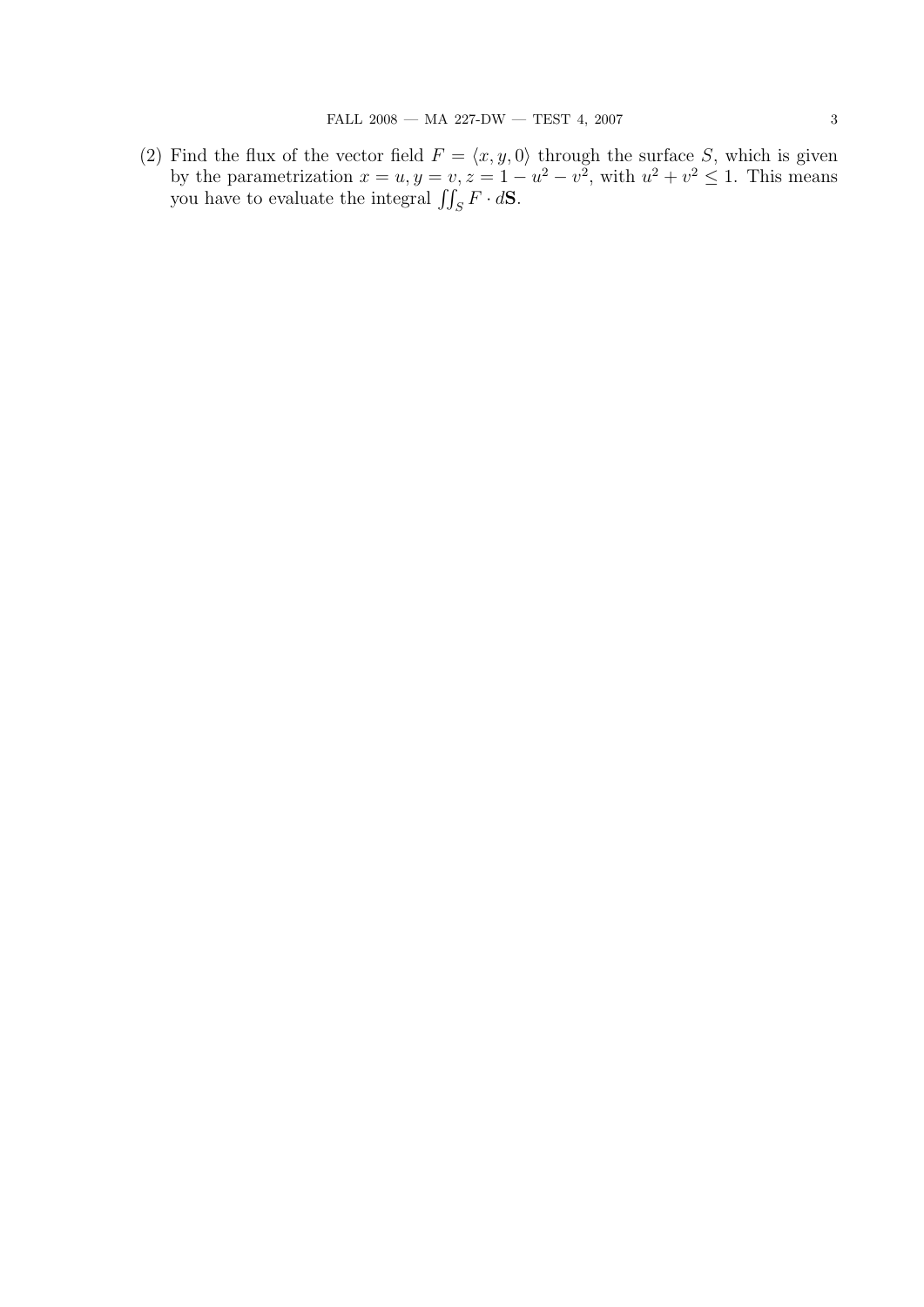(2) Find the flux of the vector field $F = \langle x, y, 0 \rangle$ through the surface $S$, which is given by the parametrization $x = u, y = v, z = 1 - u^2 - v^2$, with $u^2 + v^2 \leq 1$. This means you have to evaluate the integral $\iint_S F \cdot d\mathbf{S}$.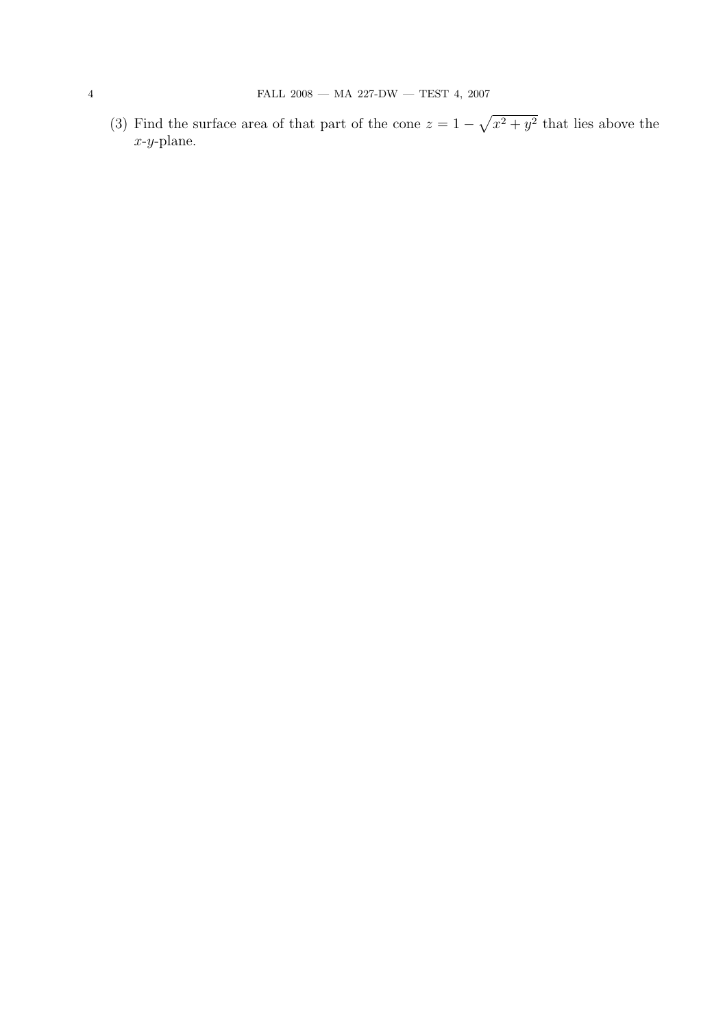(3) Find the surface area of that part of the cone $z = 1 - \sqrt{x^2 + y^2}$ that lies above the $x$-$y$-plane.